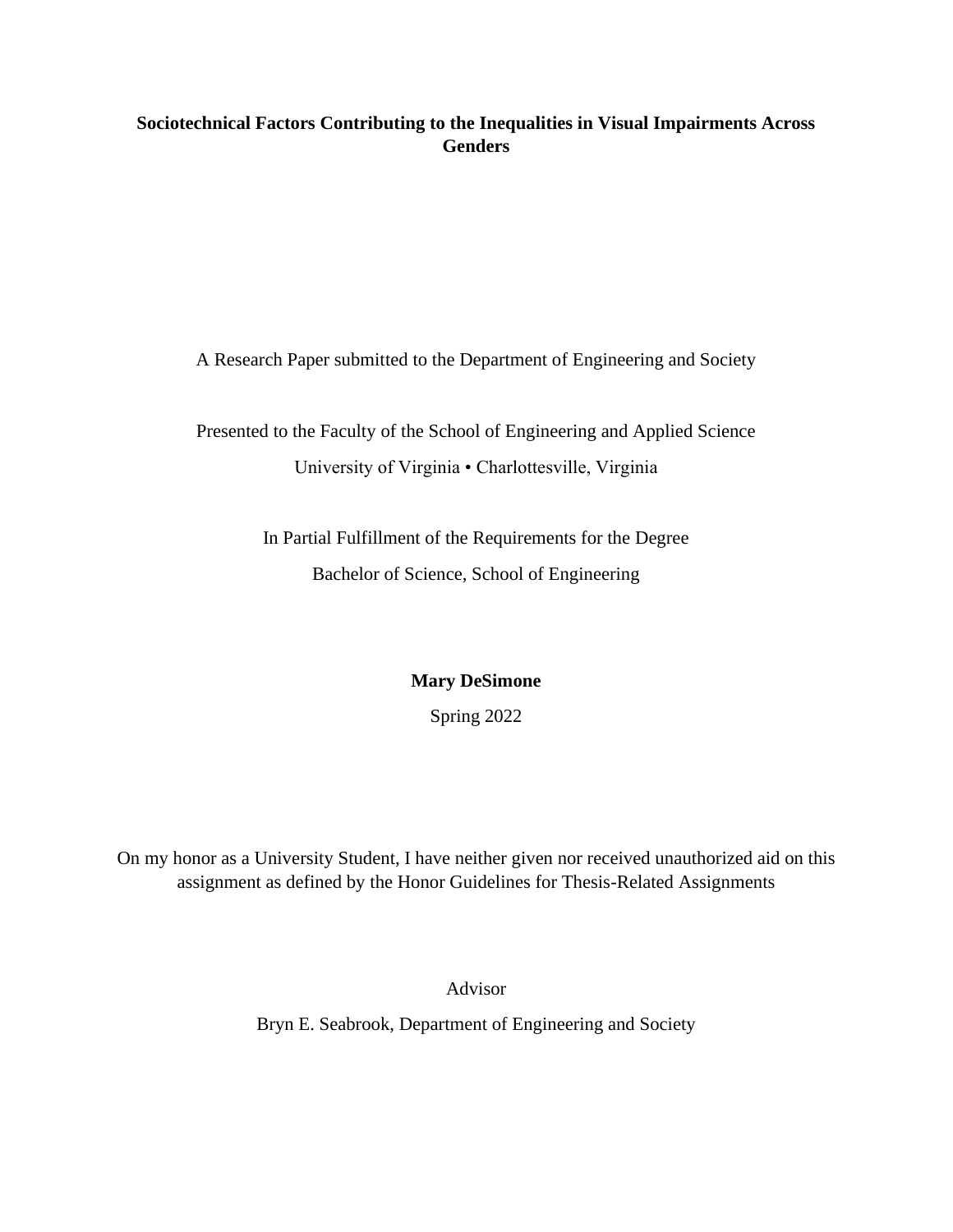# Sociotechnical Factors Contributing to the Inequalities in Visual Impairments Across Genders

A Research Paper submitted to the Department of Engineering and Society

Presented to the Faculty of the School of Engineering and Applied Science

University of Virginia • Charlottesville, Virginia

In Partial Fulfillment of the Requirements for the Degree

Bachelor of Science, School of Engineering

**Mary DeSimone**

Spring 2022

On my honor as a University Student, I have neither given nor received unauthorized aid on this assignment as defined by the Honor Guidelines for Thesis-Related Assignments

Advisor

Bryn E. Seabrook, Department of Engineering and Society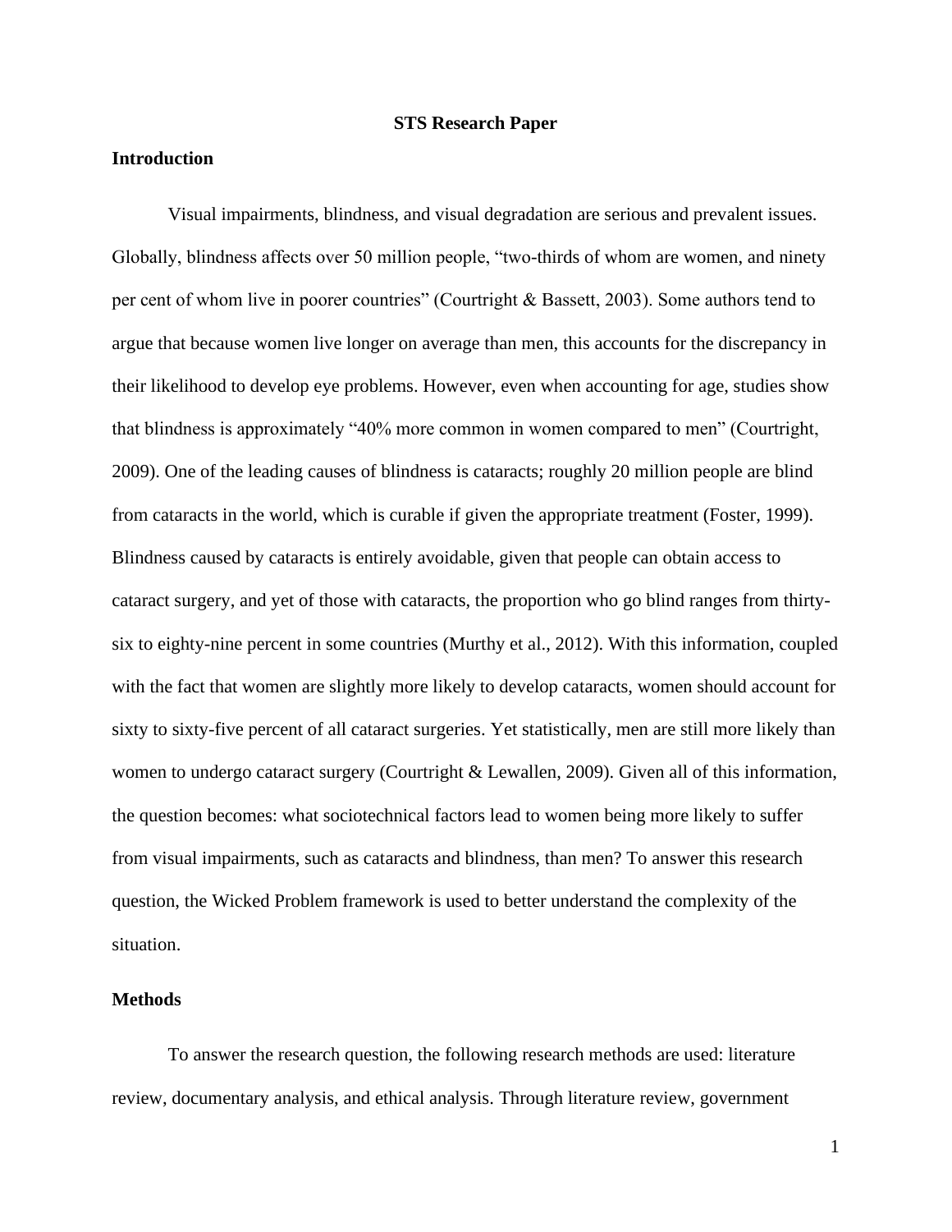**STS Research Paper**

## Introduction

Visual impairments, blindness, and visual degradation are serious and prevalent issues. Globally, blindness affects over 50 million people, "two-thirds of whom are women, and ninety per cent of whom live in poorer countries" (Courtright & Bassett, 2003). Some authors tend to argue that because women live longer on average than men, this accounts for the discrepancy in their likelihood to develop eye problems. However, even when accounting for age, studies show that blindness is approximately "40% more common in women compared to men" (Courtright, 2009). One of the leading causes of blindness is cataracts; roughly 20 million people are blind from cataracts in the world, which is curable if given the appropriate treatment (Foster, 1999). Blindness caused by cataracts is entirely avoidable, given that people can obtain access to cataract surgery, and yet of those with cataracts, the proportion who go blind ranges from thirty-six to eighty-nine percent in some countries (Murthy et al., 2012). With this information, coupled with the fact that women are slightly more likely to develop cataracts, women should account for sixty to sixty-five percent of all cataract surgeries. Yet statistically, men are still more likely than women to undergo cataract surgery (Courtright & Lewallen, 2009). Given all of this information, the question becomes: what sociotechnical factors lead to women being more likely to suffer from visual impairments, such as cataracts and blindness, than men? To answer this research question, the Wicked Problem framework is used to better understand the complexity of the situation.

## Methods

To answer the research question, the following research methods are used: literature review, documentary analysis, and ethical analysis. Through literature review, government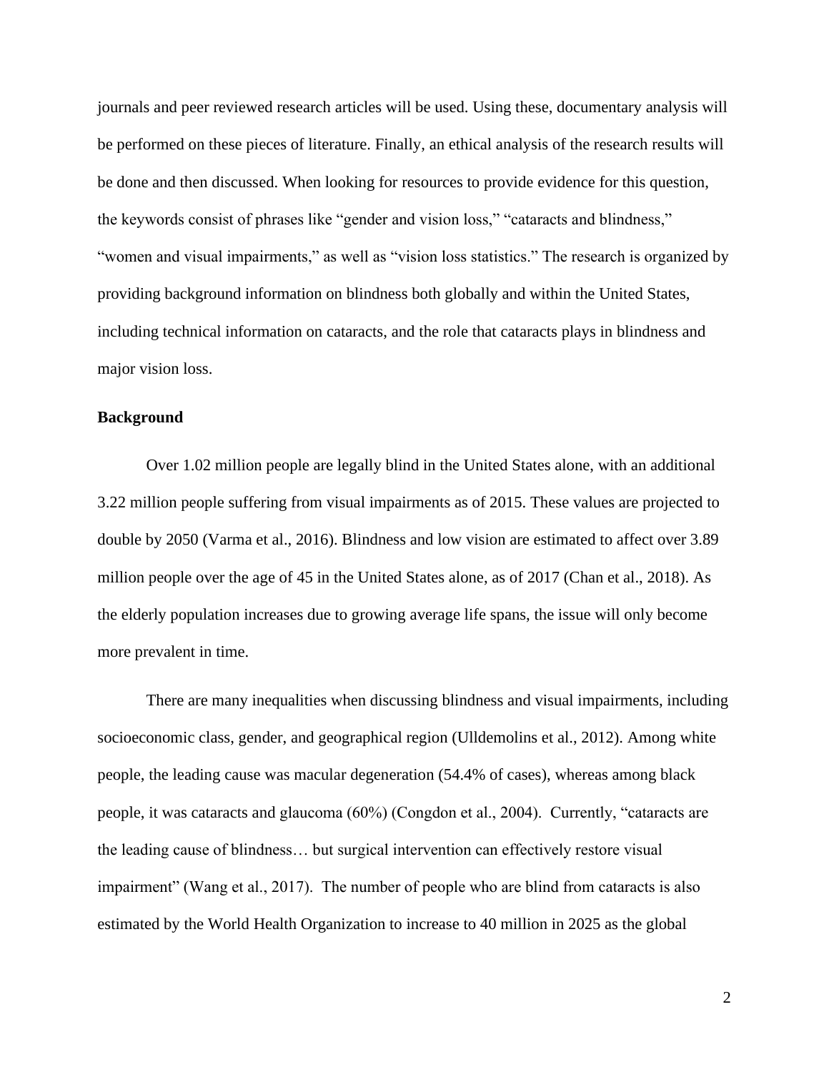journals and peer reviewed research articles will be used. Using these, documentary analysis will be performed on these pieces of literature. Finally, an ethical analysis of the research results will be done and then discussed. When looking for resources to provide evidence for this question, the keywords consist of phrases like "gender and vision loss," "cataracts and blindness," "women and visual impairments," as well as "vision loss statistics." The research is organized by providing background information on blindness both globally and within the United States, including technical information on cataracts, and the role that cataracts plays in blindness and major vision loss.

**Background**

Over 1.02 million people are legally blind in the United States alone, with an additional 3.22 million people suffering from visual impairments as of 2015. These values are projected to double by 2050 (Varma et al., 2016). Blindness and low vision are estimated to affect over 3.89 million people over the age of 45 in the United States alone, as of 2017 (Chan et al., 2018). As the elderly population increases due to growing average life spans, the issue will only become more prevalent in time.

There are many inequalities when discussing blindness and visual impairments, including socioeconomic class, gender, and geographical region (Ulldemolins et al., 2012). Among white people, the leading cause was macular degeneration (54.4% of cases), whereas among black people, it was cataracts and glaucoma (60%) (Congdon et al., 2004). Currently, "cataracts are the leading cause of blindness… but surgical intervention can effectively restore visual impairment" (Wang et al., 2017). The number of people who are blind from cataracts is also estimated by the World Health Organization to increase to 40 million in 2025 as the global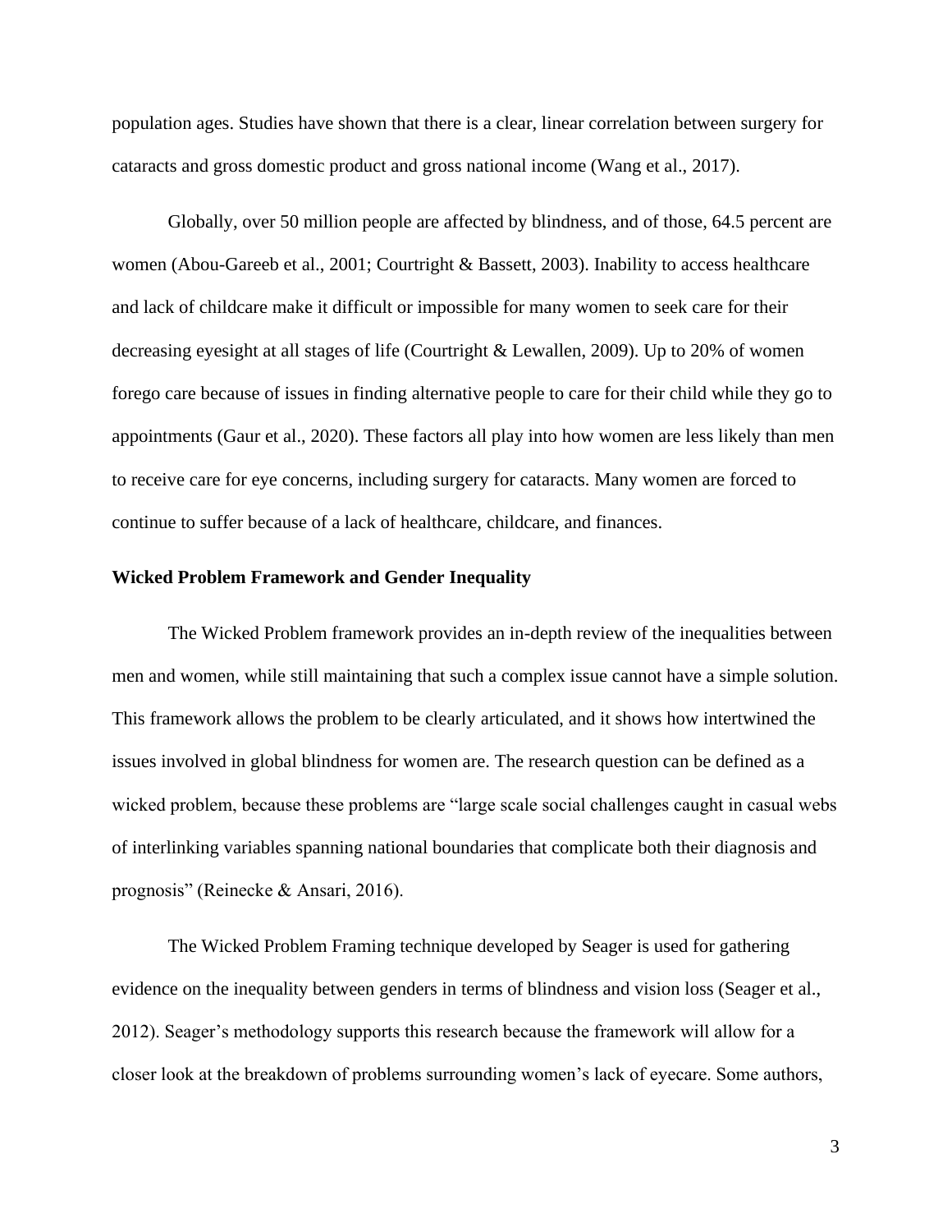population ages. Studies have shown that there is a clear, linear correlation between surgery for cataracts and gross domestic product and gross national income (Wang et al., 2017).

Globally, over 50 million people are affected by blindness, and of those, 64.5 percent are women (Abou-Gareeb et al., 2001; Courtright & Bassett, 2003). Inability to access healthcare and lack of childcare make it difficult or impossible for many women to seek care for their decreasing eyesight at all stages of life (Courtright & Lewallen, 2009). Up to 20% of women forego care because of issues in finding alternative people to care for their child while they go to appointments (Gaur et al., 2020). These factors all play into how women are less likely than men to receive care for eye concerns, including surgery for cataracts. Many women are forced to continue to suffer because of a lack of healthcare, childcare, and finances.

### Wicked Problem Framework and Gender Inequality

The Wicked Problem framework provides an in-depth review of the inequalities between men and women, while still maintaining that such a complex issue cannot have a simple solution. This framework allows the problem to be clearly articulated, and it shows how intertwined the issues involved in global blindness for women are. The research question can be defined as a wicked problem, because these problems are "large scale social challenges caught in casual webs of interlinking variables spanning national boundaries that complicate both their diagnosis and prognosis" (Reinecke & Ansari, 2016).

The Wicked Problem Framing technique developed by Seager is used for gathering evidence on the inequality between genders in terms of blindness and vision loss (Seager et al., 2012). Seager's methodology supports this research because the framework will allow for a closer look at the breakdown of problems surrounding women's lack of eyecare. Some authors,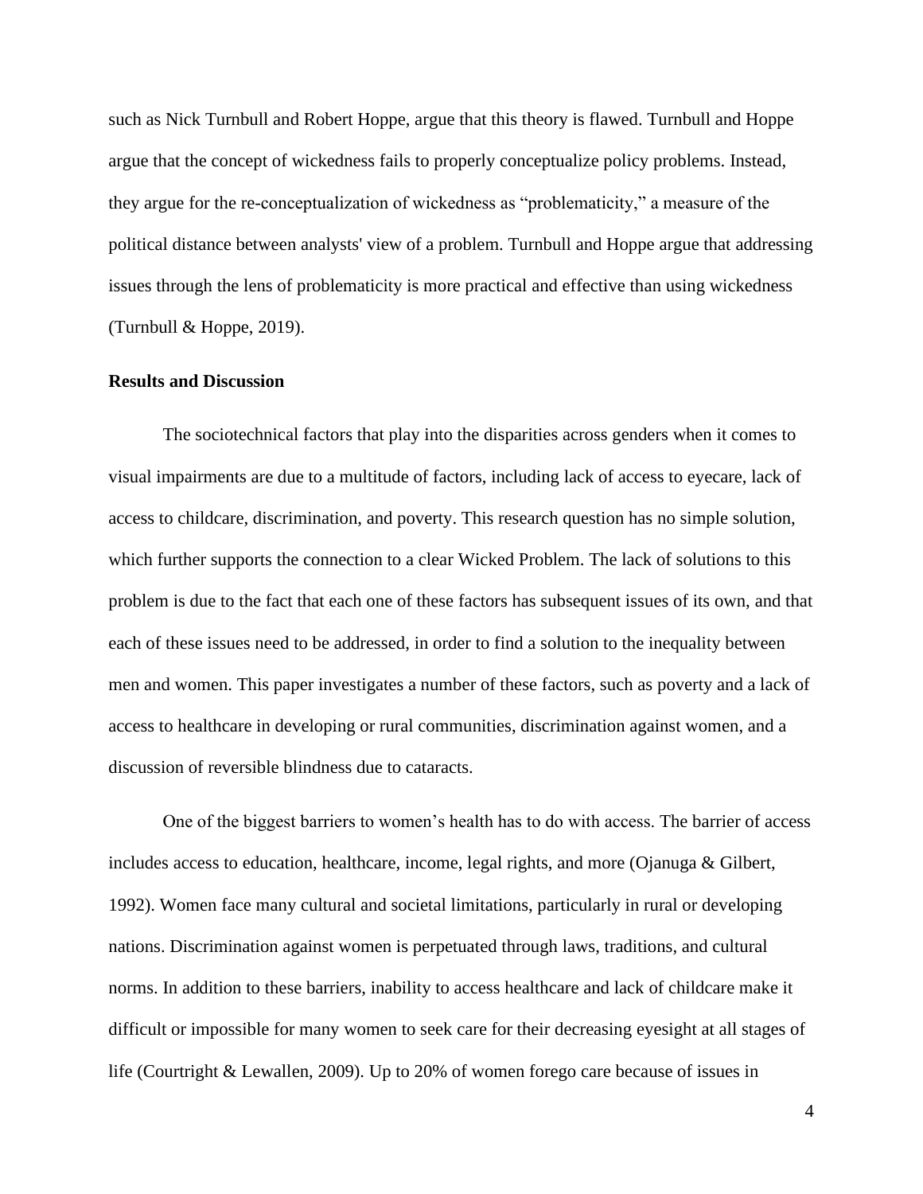such as Nick Turnbull and Robert Hoppe, argue that this theory is flawed. Turnbull and Hoppe argue that the concept of wickedness fails to properly conceptualize policy problems. Instead, they argue for the re-conceptualization of wickedness as "problematicity," a measure of the political distance between analysts' view of a problem. Turnbull and Hoppe argue that addressing issues through the lens of problematicity is more practical and effective than using wickedness (Turnbull & Hoppe, 2019).

**Results and Discussion**

The sociotechnical factors that play into the disparities across genders when it comes to visual impairments are due to a multitude of factors, including lack of access to eyecare, lack of access to childcare, discrimination, and poverty. This research question has no simple solution, which further supports the connection to a clear Wicked Problem. The lack of solutions to this problem is due to the fact that each one of these factors has subsequent issues of its own, and that each of these issues need to be addressed, in order to find a solution to the inequality between men and women. This paper investigates a number of these factors, such as poverty and a lack of access to healthcare in developing or rural communities, discrimination against women, and a discussion of reversible blindness due to cataracts.

One of the biggest barriers to women's health has to do with access. The barrier of access includes access to education, healthcare, income, legal rights, and more (Ojanuga & Gilbert, 1992). Women face many cultural and societal limitations, particularly in rural or developing nations. Discrimination against women is perpetuated through laws, traditions, and cultural norms. In addition to these barriers, inability to access healthcare and lack of childcare make it difficult or impossible for many women to seek care for their decreasing eyesight at all stages of life (Courtright & Lewallen, 2009). Up to 20% of women forego care because of issues in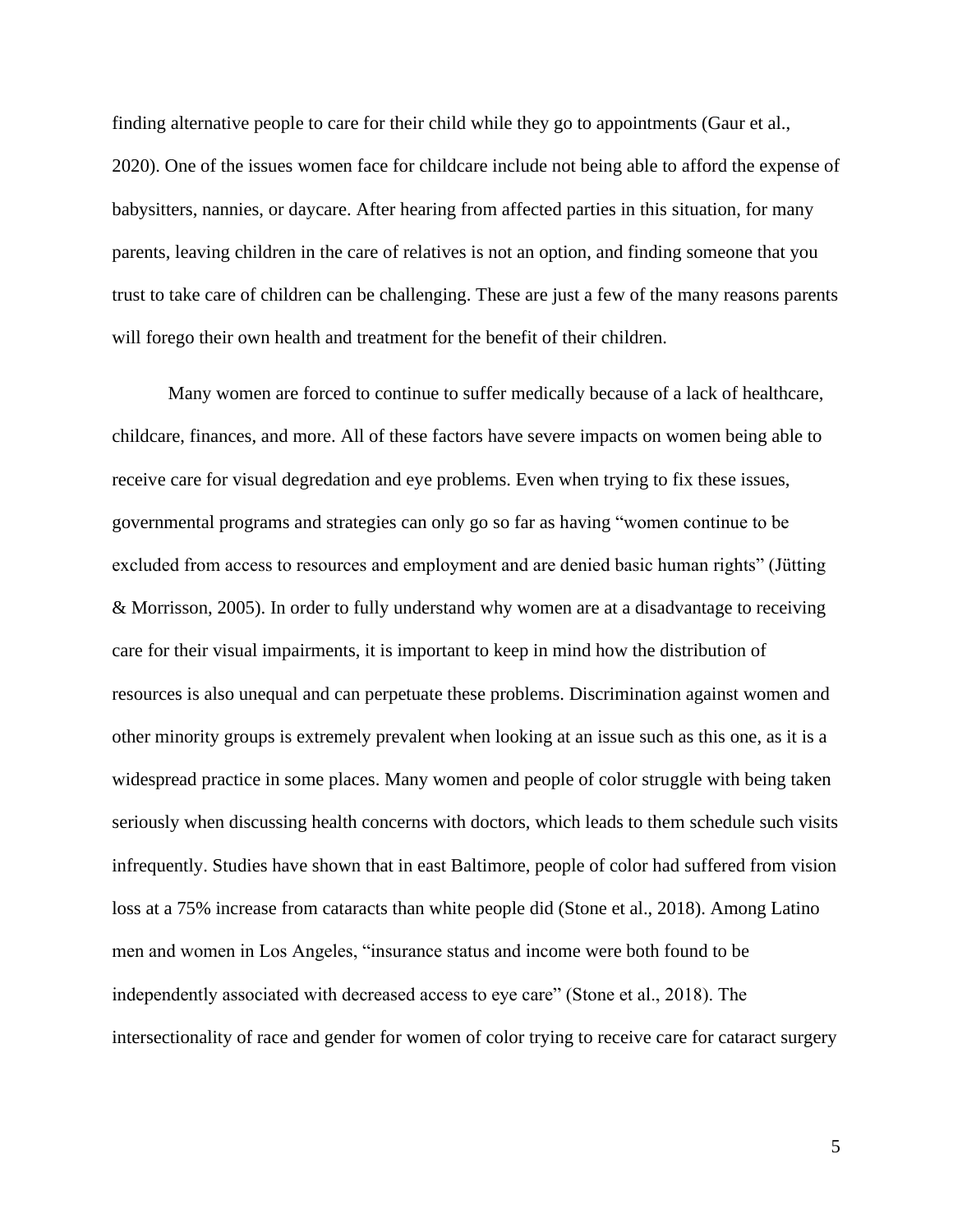finding alternative people to care for their child while they go to appointments (Gaur et al., 2020). One of the issues women face for childcare include not being able to afford the expense of babysitters, nannies, or daycare. After hearing from affected parties in this situation, for many parents, leaving children in the care of relatives is not an option, and finding someone that you trust to take care of children can be challenging. These are just a few of the many reasons parents will forego their own health and treatment for the benefit of their children.

Many women are forced to continue to suffer medically because of a lack of healthcare, childcare, finances, and more. All of these factors have severe impacts on women being able to receive care for visual degredation and eye problems. Even when trying to fix these issues, governmental programs and strategies can only go so far as having "women continue to be excluded from access to resources and employment and are denied basic human rights" (Jütting & Morrisson, 2005). In order to fully understand why women are at a disadvantage to receiving care for their visual impairments, it is important to keep in mind how the distribution of resources is also unequal and can perpetuate these problems. Discrimination against women and other minority groups is extremely prevalent when looking at an issue such as this one, as it is a widespread practice in some places. Many women and people of color struggle with being taken seriously when discussing health concerns with doctors, which leads to them schedule such visits infrequently. Studies have shown that in east Baltimore, people of color had suffered from vision loss at a 75% increase from cataracts than white people did (Stone et al., 2018). Among Latino men and women in Los Angeles, "insurance status and income were both found to be independently associated with decreased access to eye care" (Stone et al., 2018). The intersectionality of race and gender for women of color trying to receive care for cataract surgery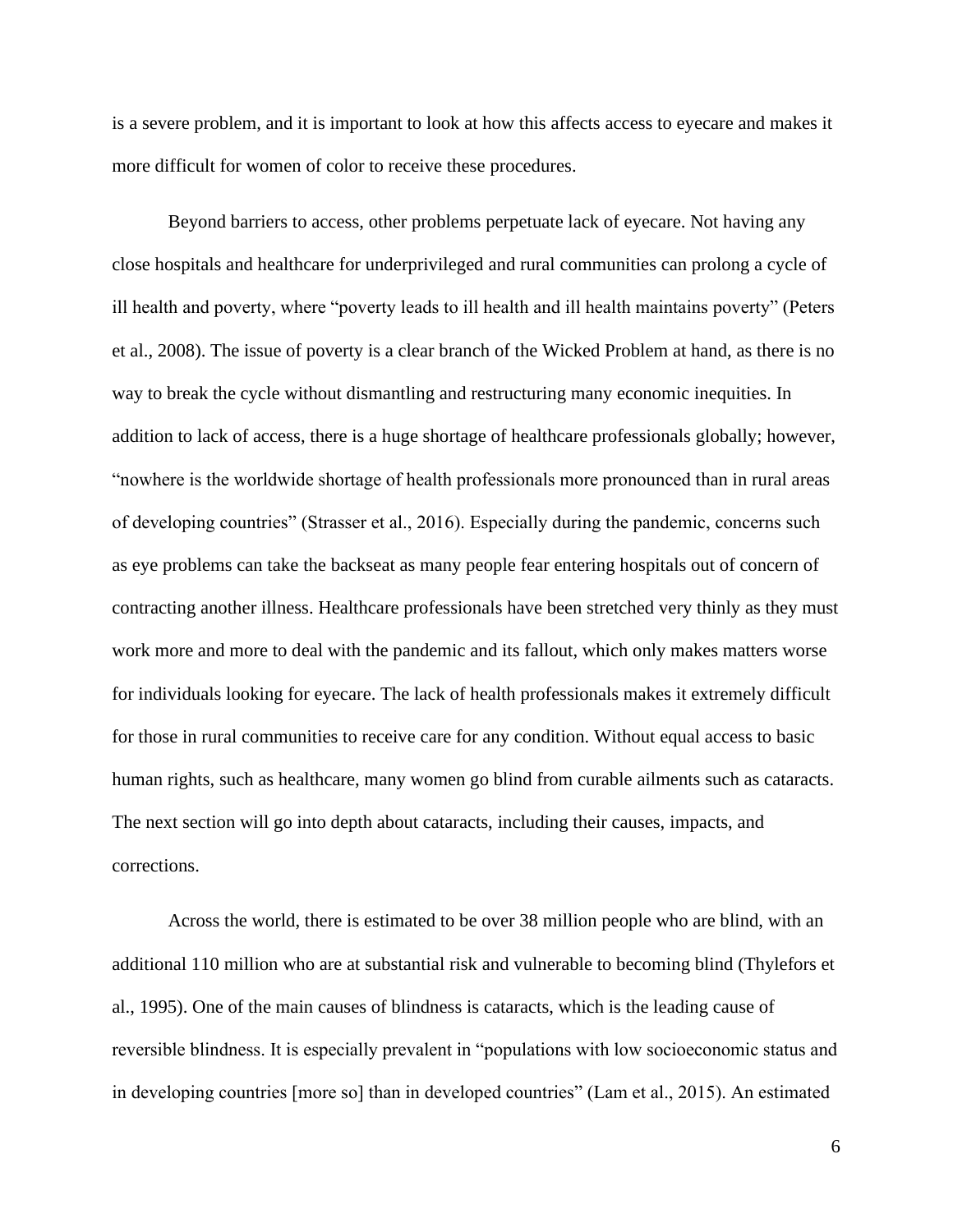is a severe problem, and it is important to look at how this affects access to eyecare and makes it more difficult for women of color to receive these procedures.

Beyond barriers to access, other problems perpetuate lack of eyecare. Not having any close hospitals and healthcare for underprivileged and rural communities can prolong a cycle of ill health and poverty, where "poverty leads to ill health and ill health maintains poverty" (Peters et al., 2008). The issue of poverty is a clear branch of the Wicked Problem at hand, as there is no way to break the cycle without dismantling and restructuring many economic inequities. In addition to lack of access, there is a huge shortage of healthcare professionals globally; however, "nowhere is the worldwide shortage of health professionals more pronounced than in rural areas of developing countries" (Strasser et al., 2016). Especially during the pandemic, concerns such as eye problems can take the backseat as many people fear entering hospitals out of concern of contracting another illness. Healthcare professionals have been stretched very thinly as they must work more and more to deal with the pandemic and its fallout, which only makes matters worse for individuals looking for eyecare. The lack of health professionals makes it extremely difficult for those in rural communities to receive care for any condition. Without equal access to basic human rights, such as healthcare, many women go blind from curable ailments such as cataracts. The next section will go into depth about cataracts, including their causes, impacts, and corrections.

Across the world, there is estimated to be over 38 million people who are blind, with an additional 110 million who are at substantial risk and vulnerable to becoming blind (Thylefors et al., 1995). One of the main causes of blindness is cataracts, which is the leading cause of reversible blindness. It is especially prevalent in "populations with low socioeconomic status and in developing countries [more so] than in developed countries" (Lam et al., 2015). An estimated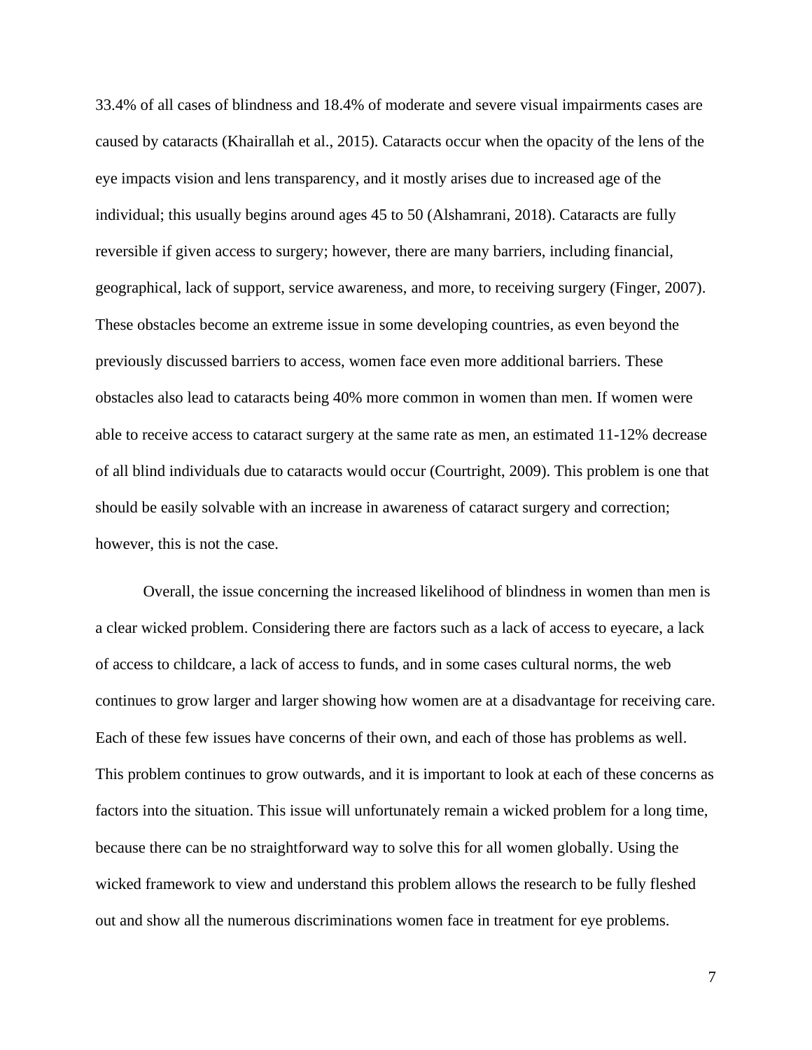33.4% of all cases of blindness and 18.4% of moderate and severe visual impairments cases are caused by cataracts (Khairallah et al., 2015). Cataracts occur when the opacity of the lens of the eye impacts vision and lens transparency, and it mostly arises due to increased age of the individual; this usually begins around ages 45 to 50 (Alshamrani, 2018). Cataracts are fully reversible if given access to surgery; however, there are many barriers, including financial, geographical, lack of support, service awareness, and more, to receiving surgery (Finger, 2007). These obstacles become an extreme issue in some developing countries, as even beyond the previously discussed barriers to access, women face even more additional barriers. These obstacles also lead to cataracts being 40% more common in women than men. If women were able to receive access to cataract surgery at the same rate as men, an estimated 11-12% decrease of all blind individuals due to cataracts would occur (Courtright, 2009). This problem is one that should be easily solvable with an increase in awareness of cataract surgery and correction; however, this is not the case.

Overall, the issue concerning the increased likelihood of blindness in women than men is a clear wicked problem. Considering there are factors such as a lack of access to eyecare, a lack of access to childcare, a lack of access to funds, and in some cases cultural norms, the web continues to grow larger and larger showing how women are at a disadvantage for receiving care. Each of these few issues have concerns of their own, and each of those has problems as well. This problem continues to grow outwards, and it is important to look at each of these concerns as factors into the situation. This issue will unfortunately remain a wicked problem for a long time, because there can be no straightforward way to solve this for all women globally. Using the wicked framework to view and understand this problem allows the research to be fully fleshed out and show all the numerous discriminations women face in treatment for eye problems.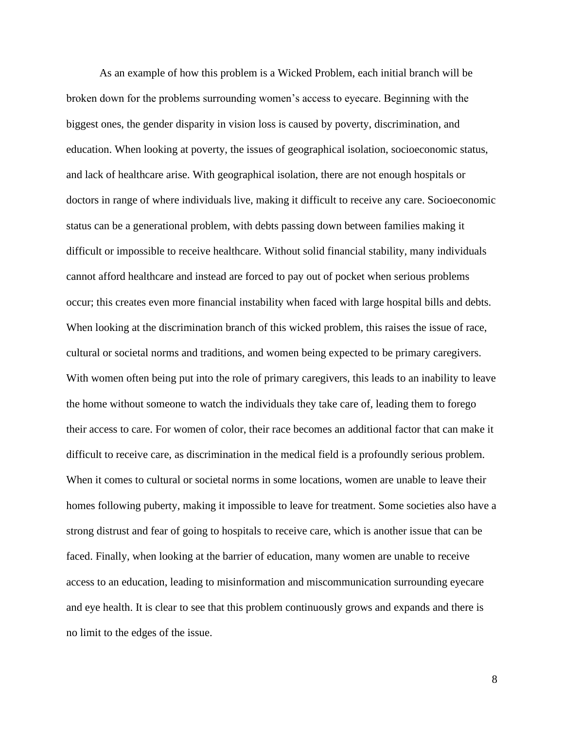As an example of how this problem is a Wicked Problem, each initial branch will be broken down for the problems surrounding women's access to eyecare. Beginning with the biggest ones, the gender disparity in vision loss is caused by poverty, discrimination, and education. When looking at poverty, the issues of geographical isolation, socioeconomic status, and lack of healthcare arise. With geographical isolation, there are not enough hospitals or doctors in range of where individuals live, making it difficult to receive any care. Socioeconomic status can be a generational problem, with debts passing down between families making it difficult or impossible to receive healthcare. Without solid financial stability, many individuals cannot afford healthcare and instead are forced to pay out of pocket when serious problems occur; this creates even more financial instability when faced with large hospital bills and debts. When looking at the discrimination branch of this wicked problem, this raises the issue of race, cultural or societal norms and traditions, and women being expected to be primary caregivers. With women often being put into the role of primary caregivers, this leads to an inability to leave the home without someone to watch the individuals they take care of, leading them to forego their access to care. For women of color, their race becomes an additional factor that can make it difficult to receive care, as discrimination in the medical field is a profoundly serious problem. When it comes to cultural or societal norms in some locations, women are unable to leave their homes following puberty, making it impossible to leave for treatment. Some societies also have a strong distrust and fear of going to hospitals to receive care, which is another issue that can be faced. Finally, when looking at the barrier of education, many women are unable to receive access to an education, leading to misinformation and miscommunication surrounding eyecare and eye health. It is clear to see that this problem continuously grows and expands and there is no limit to the edges of the issue.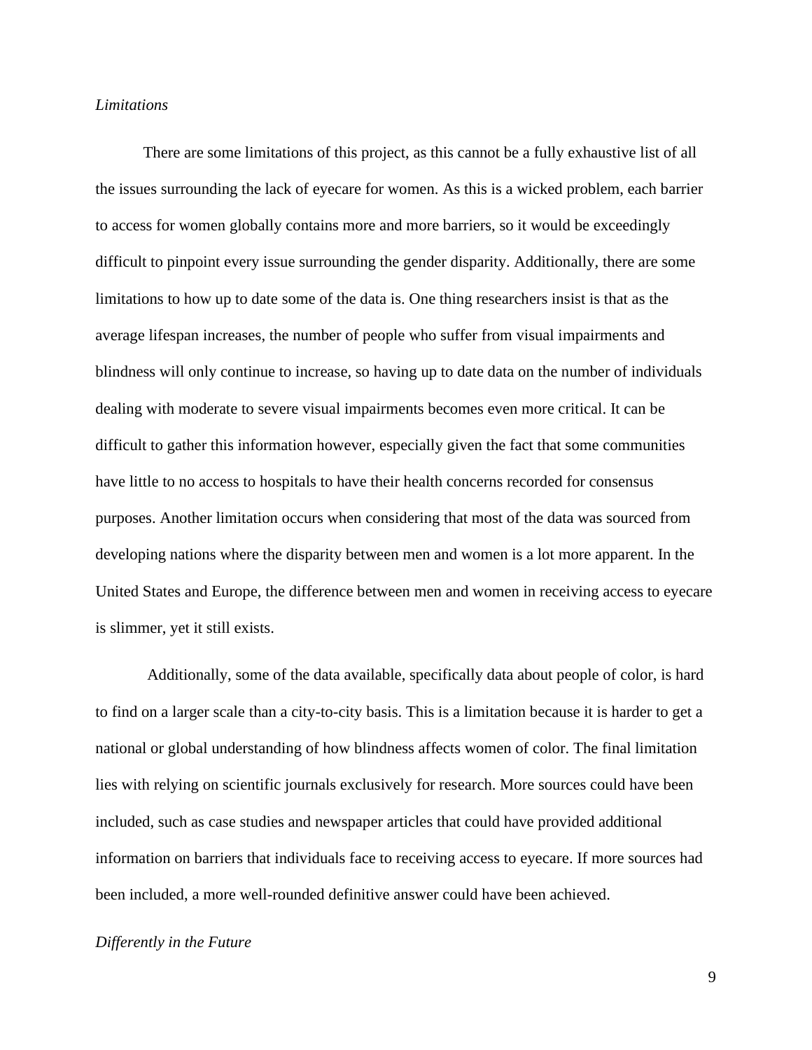*Limitations*

There are some limitations of this project, as this cannot be a fully exhaustive list of all the issues surrounding the lack of eyecare for women. As this is a wicked problem, each barrier to access for women globally contains more and more barriers, so it would be exceedingly difficult to pinpoint every issue surrounding the gender disparity. Additionally, there are some limitations to how up to date some of the data is. One thing researchers insist is that as the average lifespan increases, the number of people who suffer from visual impairments and blindness will only continue to increase, so having up to date data on the number of individuals dealing with moderate to severe visual impairments becomes even more critical. It can be difficult to gather this information however, especially given the fact that some communities have little to no access to hospitals to have their health concerns recorded for consensus purposes. Another limitation occurs when considering that most of the data was sourced from developing nations where the disparity between men and women is a lot more apparent. In the United States and Europe, the difference between men and women in receiving access to eyecare is slimmer, yet it still exists.

Additionally, some of the data available, specifically data about people of color, is hard to find on a larger scale than a city-to-city basis. This is a limitation because it is harder to get a national or global understanding of how blindness affects women of color. The final limitation lies with relying on scientific journals exclusively for research. More sources could have been included, such as case studies and newspaper articles that could have provided additional information on barriers that individuals face to receiving access to eyecare. If more sources had been included, a more well-rounded definitive answer could have been achieved.

*Differently in the Future*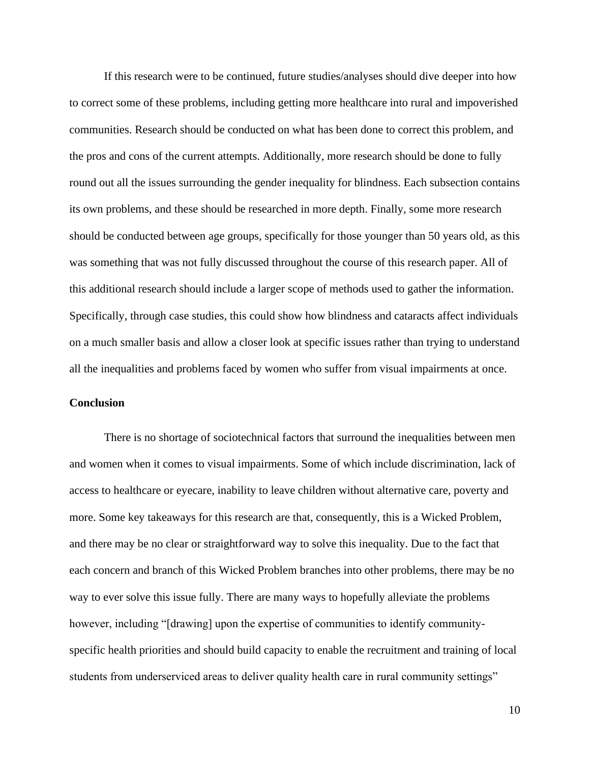If this research were to be continued, future studies/analyses should dive deeper into how to correct some of these problems, including getting more healthcare into rural and impoverished communities. Research should be conducted on what has been done to correct this problem, and the pros and cons of the current attempts. Additionally, more research should be done to fully round out all the issues surrounding the gender inequality for blindness. Each subsection contains its own problems, and these should be researched in more depth. Finally, some more research should be conducted between age groups, specifically for those younger than 50 years old, as this was something that was not fully discussed throughout the course of this research paper. All of this additional research should include a larger scope of methods used to gather the information. Specifically, through case studies, this could show how blindness and cataracts affect individuals on a much smaller basis and allow a closer look at specific issues rather than trying to understand all the inequalities and problems faced by women who suffer from visual impairments at once.

**Conclusion**

There is no shortage of sociotechnical factors that surround the inequalities between men and women when it comes to visual impairments. Some of which include discrimination, lack of access to healthcare or eyecare, inability to leave children without alternative care, poverty and more. Some key takeaways for this research are that, consequently, this is a Wicked Problem, and there may be no clear or straightforward way to solve this inequality. Due to the fact that each concern and branch of this Wicked Problem branches into other problems, there may be no way to ever solve this issue fully. There are many ways to hopefully alleviate the problems however, including "[drawing] upon the expertise of communities to identify community-specific health priorities and should build capacity to enable the recruitment and training of local students from underserviced areas to deliver quality health care in rural community settings"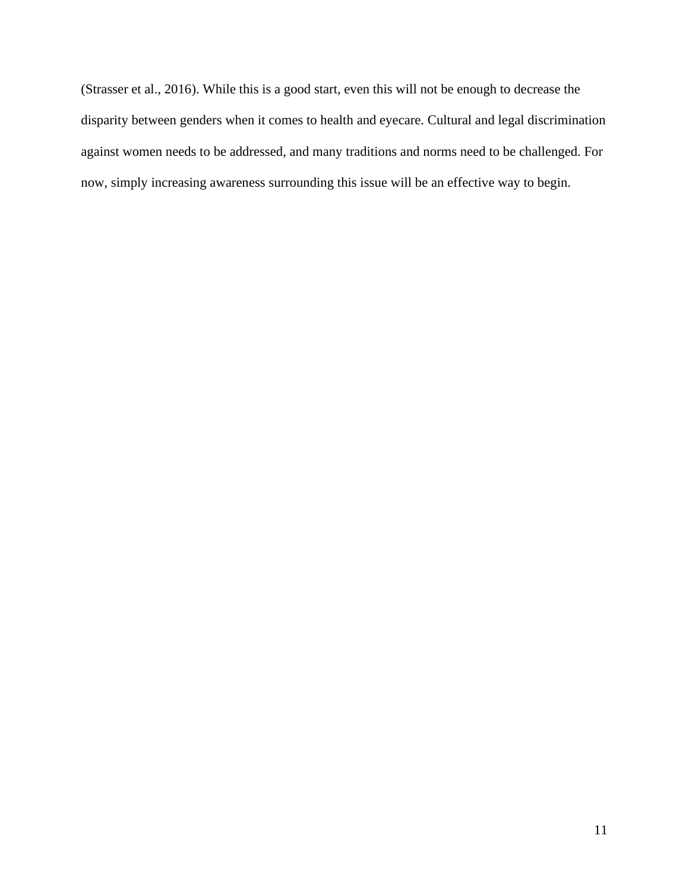(Strasser et al., 2016). While this is a good start, even this will not be enough to decrease the disparity between genders when it comes to health and eyecare. Cultural and legal discrimination against women needs to be addressed, and many traditions and norms need to be challenged. For now, simply increasing awareness surrounding this issue will be an effective way to begin.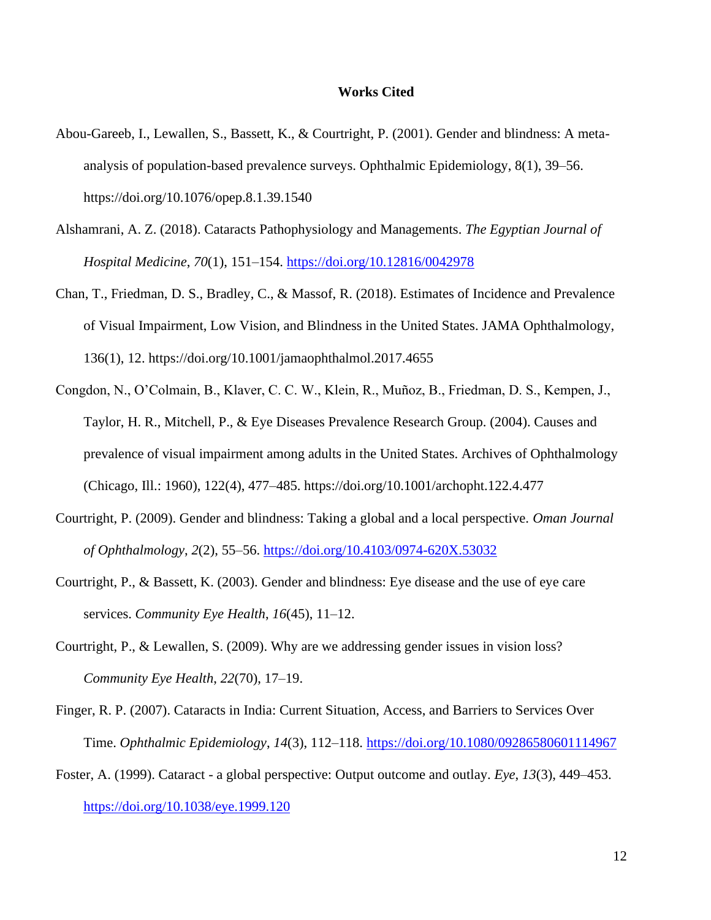# Works Cited

Abou-Gareeb, I., Lewallen, S., Bassett, K., & Courtright, P. (2001). Gender and blindness: A meta-analysis of population-based prevalence surveys. Ophthalmic Epidemiology, 8(1), 39–56. https://doi.org/10.1076/opep.8.1.39.1540

Alshamrani, A. Z. (2018). Cataracts Pathophysiology and Managements. *The Egyptian Journal of Hospital Medicine*, *70*(1), 151–154. https://doi.org/10.12816/0042978

Chan, T., Friedman, D. S., Bradley, C., & Massof, R. (2018). Estimates of Incidence and Prevalence of Visual Impairment, Low Vision, and Blindness in the United States. JAMA Ophthalmology, 136(1), 12. https://doi.org/10.1001/jamaophthalmol.2017.4655

Congdon, N., O'Colmain, B., Klaver, C. C. W., Klein, R., Muñoz, B., Friedman, D. S., Kempen, J., Taylor, H. R., Mitchell, P., & Eye Diseases Prevalence Research Group. (2004). Causes and prevalence of visual impairment among adults in the United States. Archives of Ophthalmology (Chicago, Ill.: 1960), 122(4), 477–485. https://doi.org/10.1001/archopht.122.4.477

Courtright, P. (2009). Gender and blindness: Taking a global and a local perspective. *Oman Journal of Ophthalmology*, *2*(2), 55–56. https://doi.org/10.4103/0974-620X.53032

Courtright, P., & Bassett, K. (2003). Gender and blindness: Eye disease and the use of eye care services. *Community Eye Health*, *16*(45), 11–12.

Courtright, P., & Lewallen, S. (2009). Why are we addressing gender issues in vision loss? *Community Eye Health*, *22*(70), 17–19.

Finger, R. P. (2007). Cataracts in India: Current Situation, Access, and Barriers to Services Over Time. *Ophthalmic Epidemiology*, *14*(3), 112–118. https://doi.org/10.1080/09286580601114967

Foster, A. (1999). Cataract - a global perspective: Output outcome and outlay. *Eye*, *13*(3), 449–453. https://doi.org/10.1038/eye.1999.120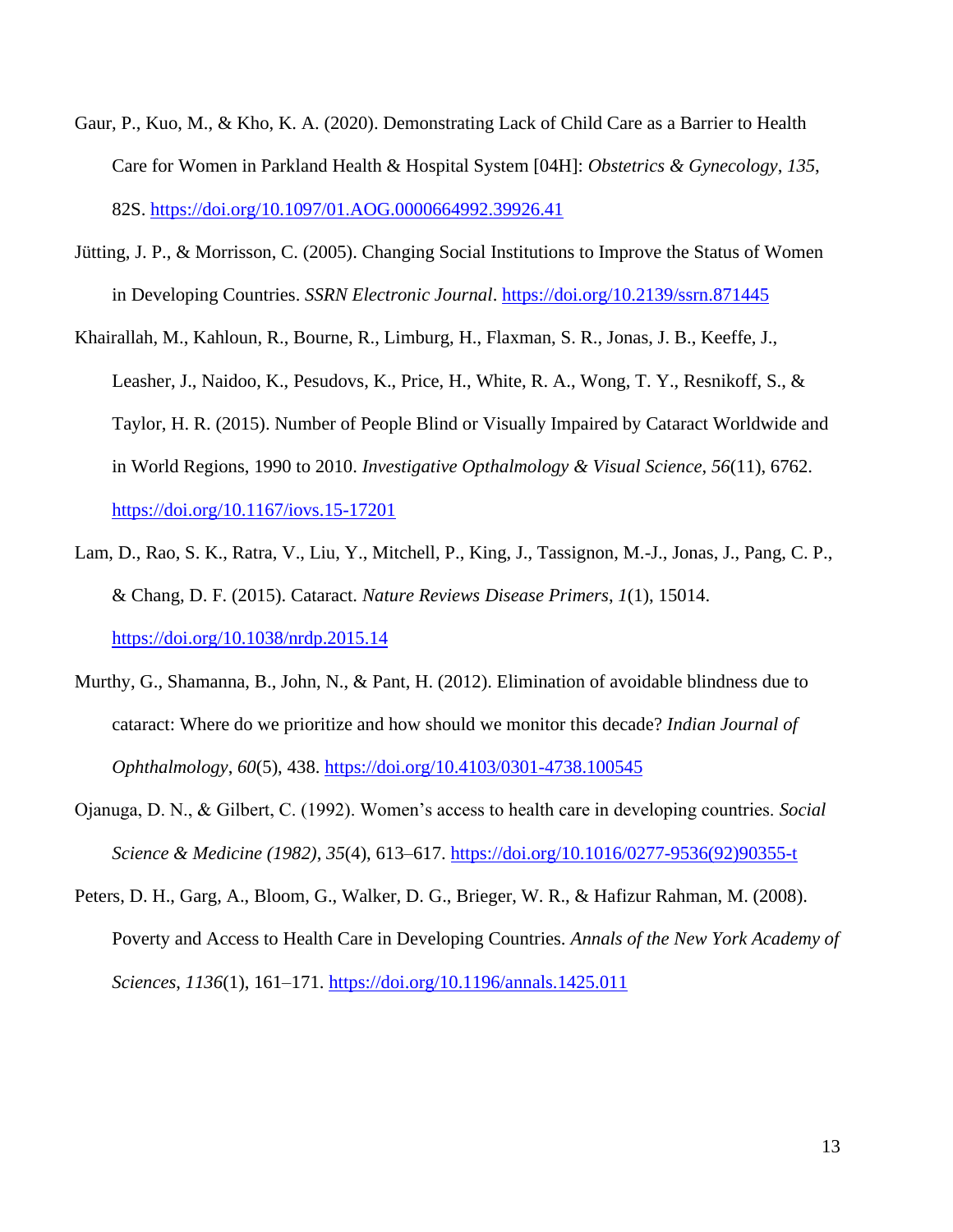Gaur, P., Kuo, M., & Kho, K. A. (2020). Demonstrating Lack of Child Care as a Barrier to Health Care for Women in Parkland Health & Hospital System [04H]: *Obstetrics & Gynecology*, *135*, 82S. https://doi.org/10.1097/01.AOG.0000664992.39926.41

Jütting, J. P., & Morrisson, C. (2005). Changing Social Institutions to Improve the Status of Women in Developing Countries. *SSRN Electronic Journal*. https://doi.org/10.2139/ssrn.871445

Khairallah, M., Kahloun, R., Bourne, R., Limburg, H., Flaxman, S. R., Jonas, J. B., Keeffe, J., Leasher, J., Naidoo, K., Pesudovs, K., Price, H., White, R. A., Wong, T. Y., Resnikoff, S., & Taylor, H. R. (2015). Number of People Blind or Visually Impaired by Cataract Worldwide and in World Regions, 1990 to 2010. *Investigative Opthalmology & Visual Science*, *56*(11), 6762. https://doi.org/10.1167/iovs.15-17201

Lam, D., Rao, S. K., Ratra, V., Liu, Y., Mitchell, P., King, J., Tassignon, M.-J., Jonas, J., Pang, C. P., & Chang, D. F. (2015). Cataract. *Nature Reviews Disease Primers*, *1*(1), 15014. https://doi.org/10.1038/nrdp.2015.14

Murthy, G., Shamanna, B., John, N., & Pant, H. (2012). Elimination of avoidable blindness due to cataract: Where do we prioritize and how should we monitor this decade? *Indian Journal of Ophthalmology*, *60*(5), 438. https://doi.org/10.4103/0301-4738.100545

Ojanuga, D. N., & Gilbert, C. (1992). Women's access to health care in developing countries. *Social Science & Medicine (1982)*, *35*(4), 613–617. https://doi.org/10.1016/0277-9536(92)90355-t

Peters, D. H., Garg, A., Bloom, G., Walker, D. G., Brieger, W. R., & Hafizur Rahman, M. (2008). Poverty and Access to Health Care in Developing Countries. *Annals of the New York Academy of Sciences*, *1136*(1), 161–171. https://doi.org/10.1196/annals.1425.011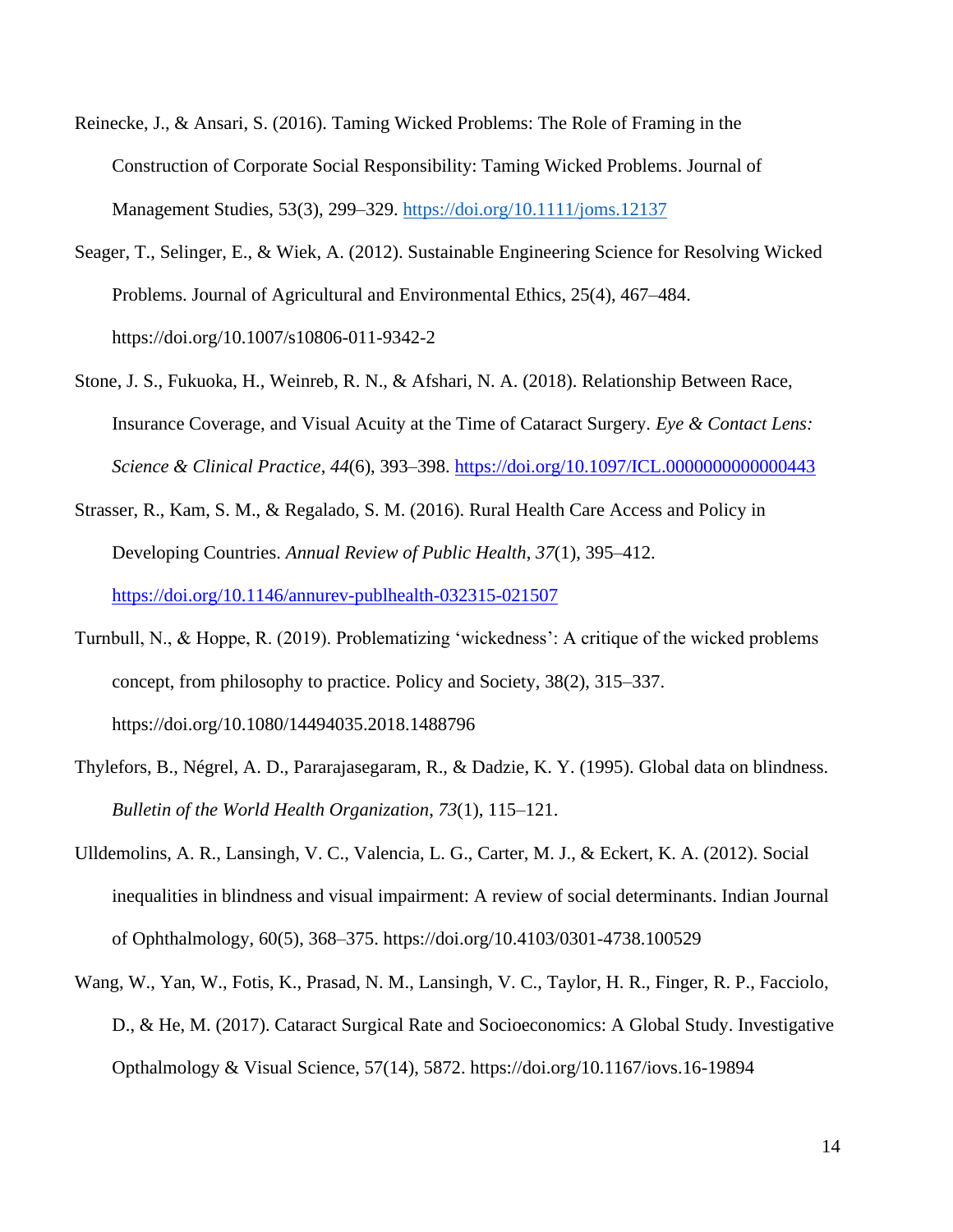Reinecke, J., & Ansari, S. (2016). Taming Wicked Problems: The Role of Framing in the Construction of Corporate Social Responsibility: Taming Wicked Problems. Journal of Management Studies, 53(3), 299–329. https://doi.org/10.1111/joms.12137

Seager, T., Selinger, E., & Wiek, A. (2012). Sustainable Engineering Science for Resolving Wicked Problems. Journal of Agricultural and Environmental Ethics, 25(4), 467–484. https://doi.org/10.1007/s10806-011-9342-2

Stone, J. S., Fukuoka, H., Weinreb, R. N., & Afshari, N. A. (2018). Relationship Between Race, Insurance Coverage, and Visual Acuity at the Time of Cataract Surgery. *Eye & Contact Lens: Science & Clinical Practice*, *44*(6), 393–398. https://doi.org/10.1097/ICL.0000000000000443

Strasser, R., Kam, S. M., & Regalado, S. M. (2016). Rural Health Care Access and Policy in Developing Countries. *Annual Review of Public Health*, *37*(1), 395–412. https://doi.org/10.1146/annurev-publhealth-032315-021507

Turnbull, N., & Hoppe, R. (2019). Problematizing 'wickedness': A critique of the wicked problems concept, from philosophy to practice. Policy and Society, 38(2), 315–337. https://doi.org/10.1080/14494035.2018.1488796

Thylefors, B., Négrel, A. D., Pararajasegaram, R., & Dadzie, K. Y. (1995). Global data on blindness. *Bulletin of the World Health Organization*, *73*(1), 115–121.

Ulldemolins, A. R., Lansingh, V. C., Valencia, L. G., Carter, M. J., & Eckert, K. A. (2012). Social inequalities in blindness and visual impairment: A review of social determinants. Indian Journal of Ophthalmology, 60(5), 368–375. https://doi.org/10.4103/0301-4738.100529

Wang, W., Yan, W., Fotis, K., Prasad, N. M., Lansingh, V. C., Taylor, H. R., Finger, R. P., Facciolo, D., & He, M. (2017). Cataract Surgical Rate and Socioeconomics: A Global Study. Investigative Opthalmology & Visual Science, 57(14), 5872. https://doi.org/10.1167/iovs.16-19894